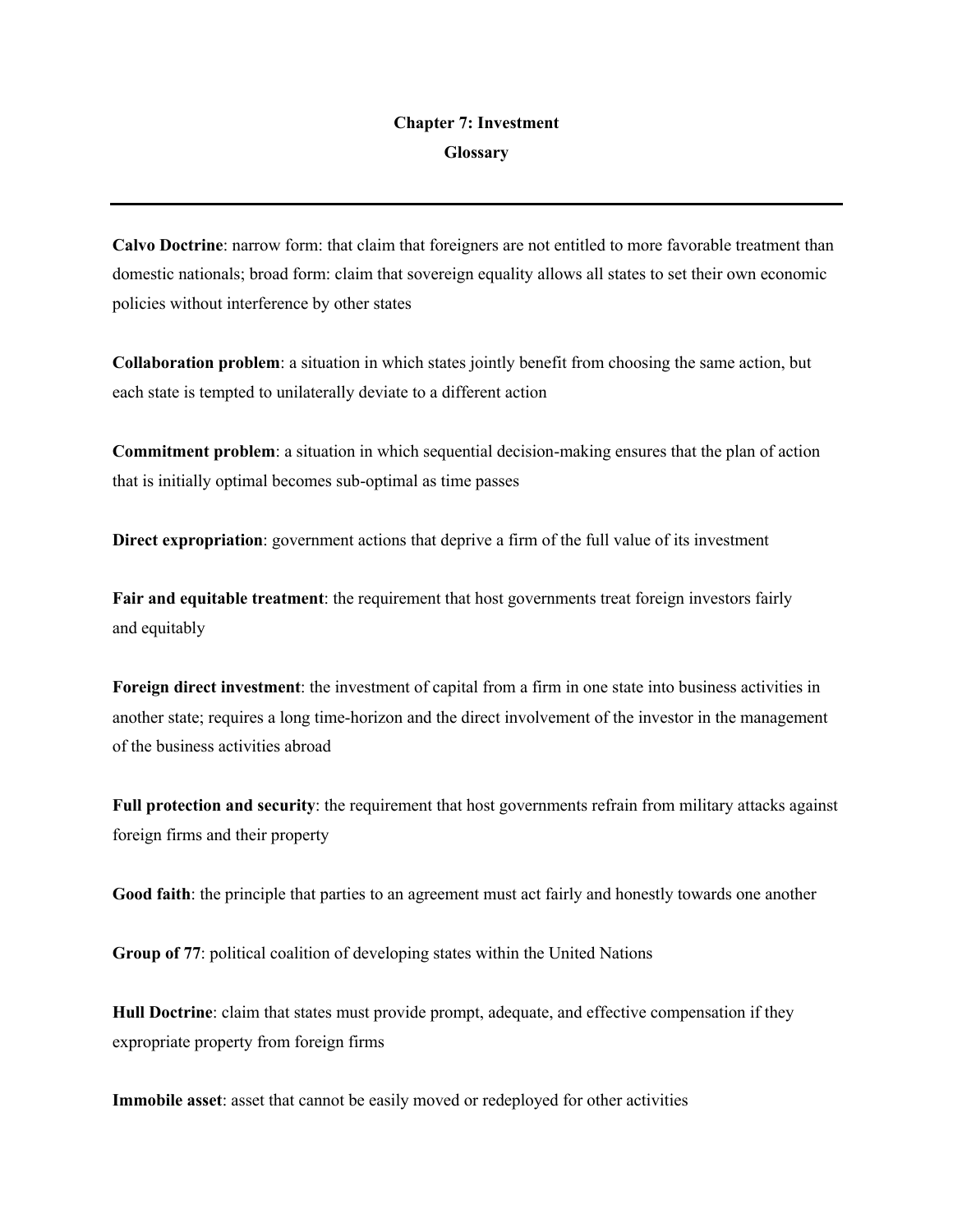# Chapter 7: Investment

## Glossary

---

**Calvo Doctrine**: narrow form: that claim that foreigners are not entitled to more favorable treatment than domestic nationals; broad form: claim that sovereign equality allows all states to set their own economic policies without interference by other states

**Collaboration problem**: a situation in which states jointly benefit from choosing the same action, but each state is tempted to unilaterally deviate to a different action

**Commitment problem**: a situation in which sequential decision-making ensures that the plan of action that is initially optimal becomes sub-optimal as time passes

**Direct expropriation**: government actions that deprive a firm of the full value of its investment

**Fair and equitable treatment**: the requirement that host governments treat foreign investors fairly and equitably

**Foreign direct investment**: the investment of capital from a firm in one state into business activities in another state; requires a long time-horizon and the direct involvement of the investor in the management of the business activities abroad

**Full protection and security**: the requirement that host governments refrain from military attacks against foreign firms and their property

**Good faith**: the principle that parties to an agreement must act fairly and honestly towards one another

**Group of 77**: political coalition of developing states within the United Nations

**Hull Doctrine**: claim that states must provide prompt, adequate, and effective compensation if they expropriate property from foreign firms

**Immobile asset**: asset that cannot be easily moved or redeployed for other activities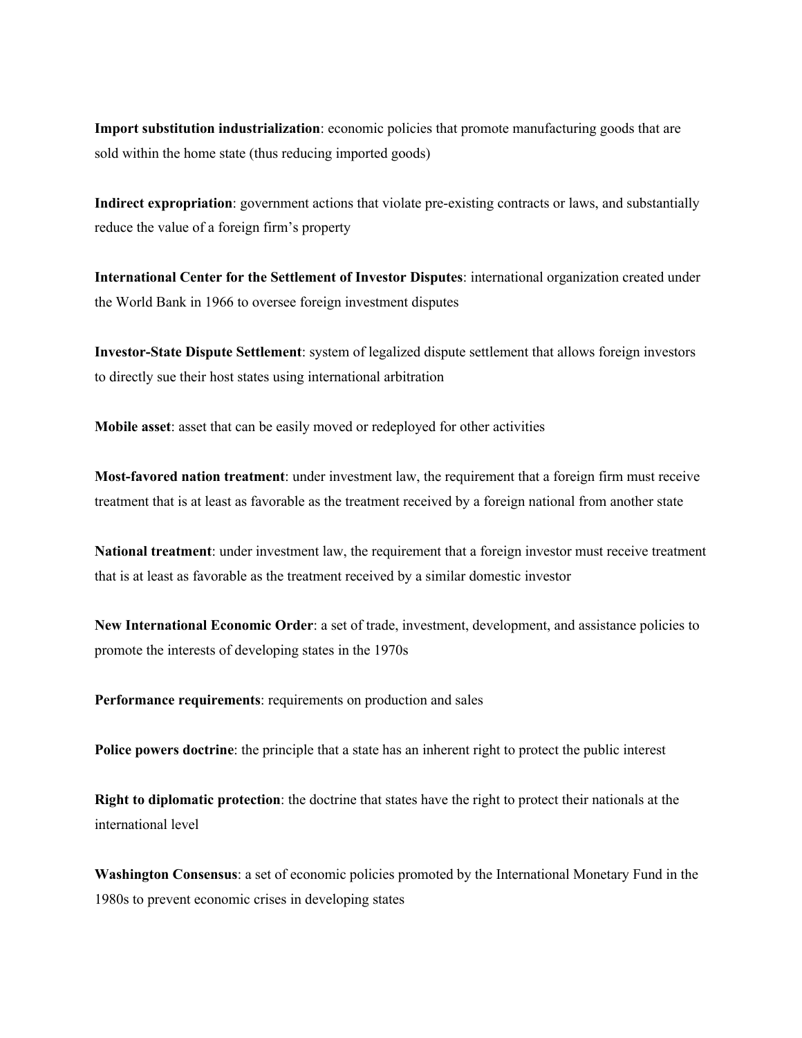**Import substitution industrialization**: economic policies that promote manufacturing goods that are sold within the home state (thus reducing imported goods)

**Indirect expropriation**: government actions that violate pre-existing contracts or laws, and substantially reduce the value of a foreign firm's property

**International Center for the Settlement of Investor Disputes**: international organization created under the World Bank in 1966 to oversee foreign investment disputes

**Investor-State Dispute Settlement**: system of legalized dispute settlement that allows foreign investors to directly sue their host states using international arbitration

**Mobile asset**: asset that can be easily moved or redeployed for other activities

**Most-favored nation treatment**: under investment law, the requirement that a foreign firm must receive treatment that is at least as favorable as the treatment received by a foreign national from another state

**National treatment**: under investment law, the requirement that a foreign investor must receive treatment that is at least as favorable as the treatment received by a similar domestic investor

**New International Economic Order**: a set of trade, investment, development, and assistance policies to promote the interests of developing states in the 1970s

**Performance requirements**: requirements on production and sales

**Police powers doctrine**: the principle that a state has an inherent right to protect the public interest

**Right to diplomatic protection**: the doctrine that states have the right to protect their nationals at the international level

**Washington Consensus**: a set of economic policies promoted by the International Monetary Fund in the 1980s to prevent economic crises in developing states